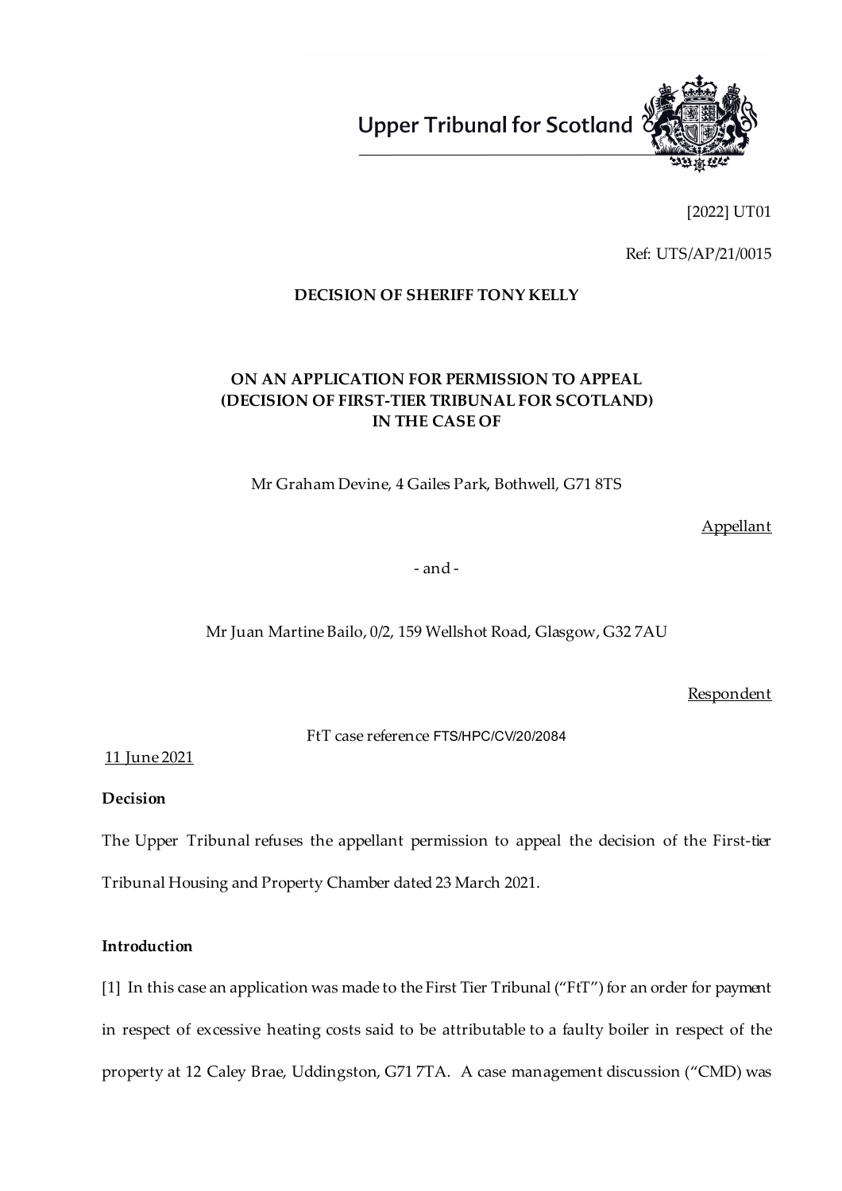Upper Tribunal for Scotland

[2022] UT01

Ref: UTS/AP/21/0015

**DECISION OF SHERIFF TONY KELLY**

**ON AN APPLICATION FOR PERMISSION TO APPEAL (DECISION OF FIRST-TIER TRIBUNAL FOR SCOTLAND) IN THE CASE OF**

Mr Graham Devine, 4 Gailes Park, Bothwell, G71 8TS

Appellant

- and -

Mr Juan Martine Bailo, 0/2, 159 Wellshot Road, Glasgow, G32 7AU

Respondent

FtT case reference FTS/HPC/CV/20/2084

11 June 2021

**Decision**

The Upper Tribunal refuses the appellant permission to appeal the decision of the First-tier Tribunal Housing and Property Chamber dated 23 March 2021.

**Introduction**

[1] In this case an application was made to the First Tier Tribunal ("FtT") for an order for payment in respect of excessive heating costs said to be attributable to a faulty boiler in respect of the property at 12 Caley Brae, Uddingston, G71 7TA. A case management discussion ("CMD) was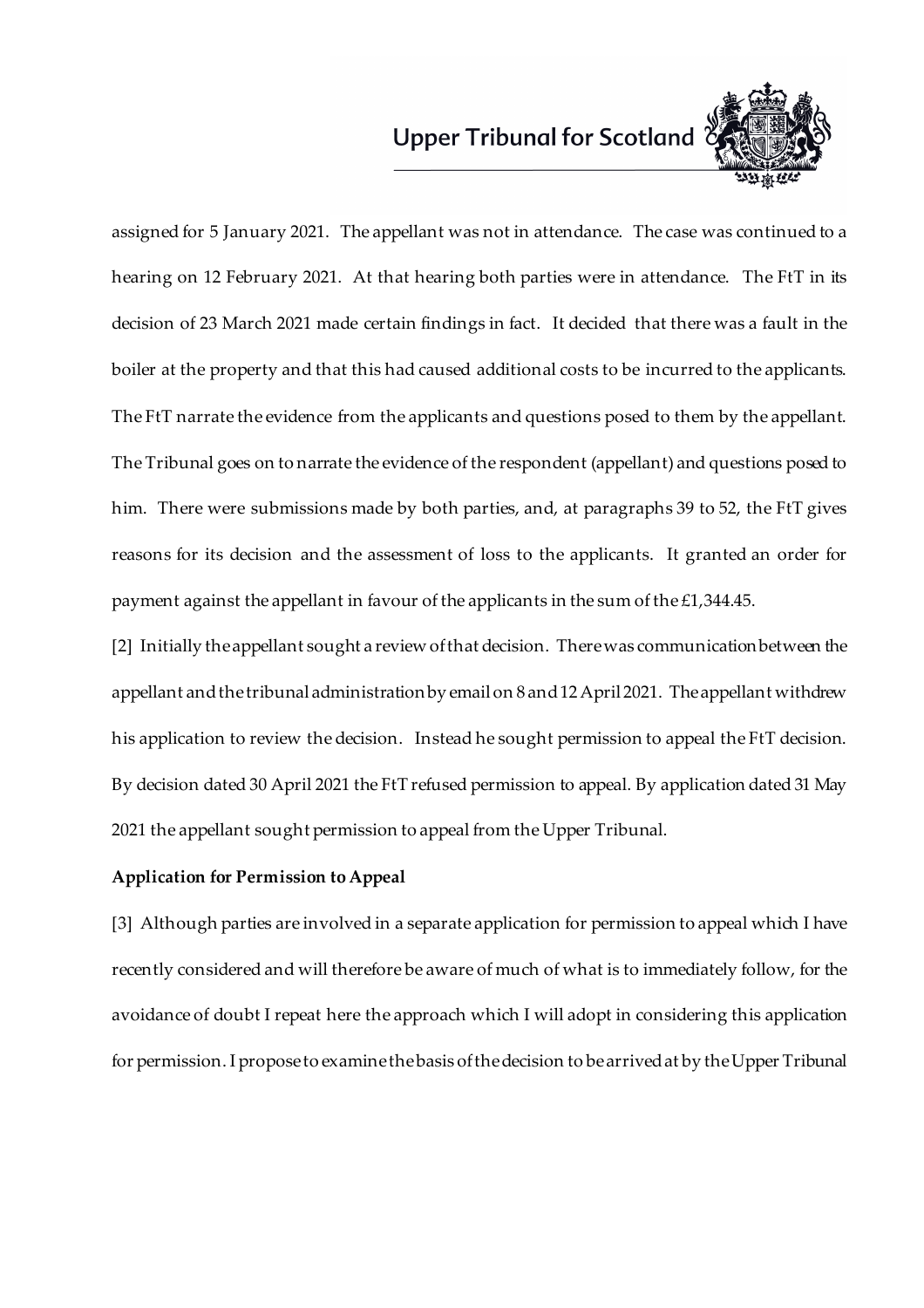assigned for 5 January 2021. The appellant was not in attendance. The case was continued to a hearing on 12 February 2021. At that hearing both parties were in attendance. The FtT in its decision of 23 March 2021 made certain findings in fact. It decided that there was a fault in the boiler at the property and that this had caused additional costs to be incurred to the applicants. The FtT narrate the evidence from the applicants and questions posed to them by the appellant. The Tribunal goes on to narrate the evidence of the respondent (appellant) and questions posed to him. There were submissions made by both parties, and, at paragraphs 39 to 52, the FtT gives reasons for its decision and the assessment of loss to the applicants. It granted an order for payment against the appellant in favour of the applicants in the sum of the £1,344.45.

[2] Initially the appellant sought a review of that decision. There was communication between the appellant and the tribunal administration by email on 8 and 12 April 2021. The appellant withdrew his application to review the decision. Instead he sought permission to appeal the FtT decision. By decision dated 30 April 2021 the FtT refused permission to appeal. By application dated 31 May 2021 the appellant sought permission to appeal from the Upper Tribunal.

**Application for Permission to Appeal**

[3] Although parties are involved in a separate application for permission to appeal which I have recently considered and will therefore be aware of much of what is to immediately follow, for the avoidance of doubt I repeat here the approach which I will adopt in considering this application for permission. I propose to examine the basis of the decision to be arrived at by the Upper Tribunal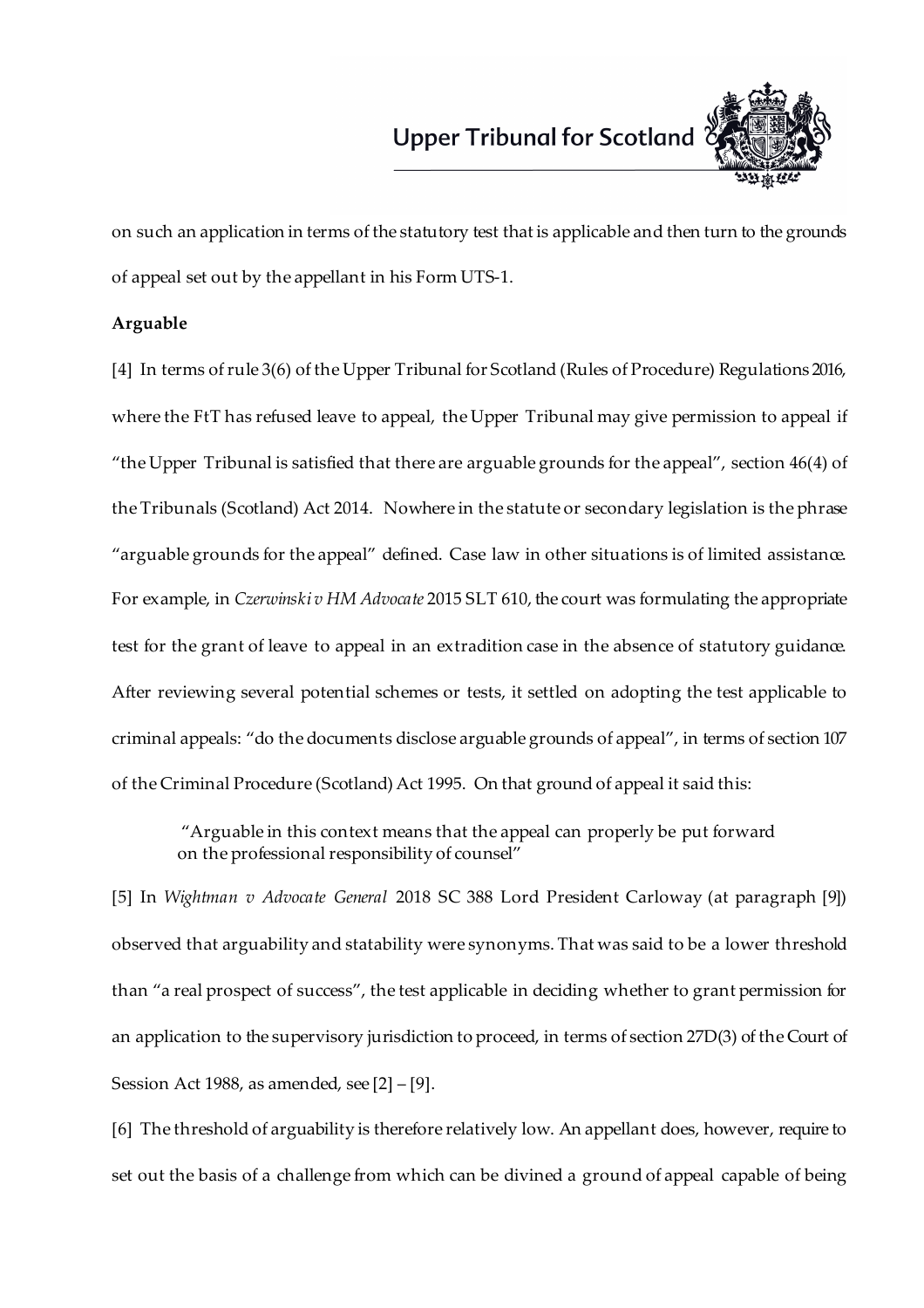on such an application in terms of the statutory test that is applicable and then turn to the grounds of appeal set out by the appellant in his Form UTS-1.

**Arguable**

[4] In terms of rule 3(6) of the Upper Tribunal for Scotland (Rules of Procedure) Regulations 2016, where the FtT has refused leave to appeal, the Upper Tribunal may give permission to appeal if "the Upper Tribunal is satisfied that there are arguable grounds for the appeal", section 46(4) of the Tribunals (Scotland) Act 2014. Nowhere in the statute or secondary legislation is the phrase "arguable grounds for the appeal" defined. Case law in other situations is of limited assistance. For example, in *Czerwinski v HM Advocate* 2015 SLT 610, the court was formulating the appropriate test for the grant of leave to appeal in an extradition case in the absence of statutory guidance. After reviewing several potential schemes or tests, it settled on adopting the test applicable to criminal appeals: "do the documents disclose arguable grounds of appeal", in terms of section 107 of the Criminal Procedure (Scotland) Act 1995. On that ground of appeal it said this:

> "Arguable in this context means that the appeal can properly be put forward on the professional responsibility of counsel"

[5] In *Wightman v Advocate General* 2018 SC 388 Lord President Carloway (at paragraph [9]) observed that arguability and statability were synonyms. That was said to be a lower threshold than "a real prospect of success", the test applicable in deciding whether to grant permission for an application to the supervisory jurisdiction to proceed, in terms of section 27D(3) of the Court of Session Act 1988, as amended, see [2] – [9].

[6] The threshold of arguability is therefore relatively low. An appellant does, however, require to set out the basis of a challenge from which can be divined a ground of appeal capable of being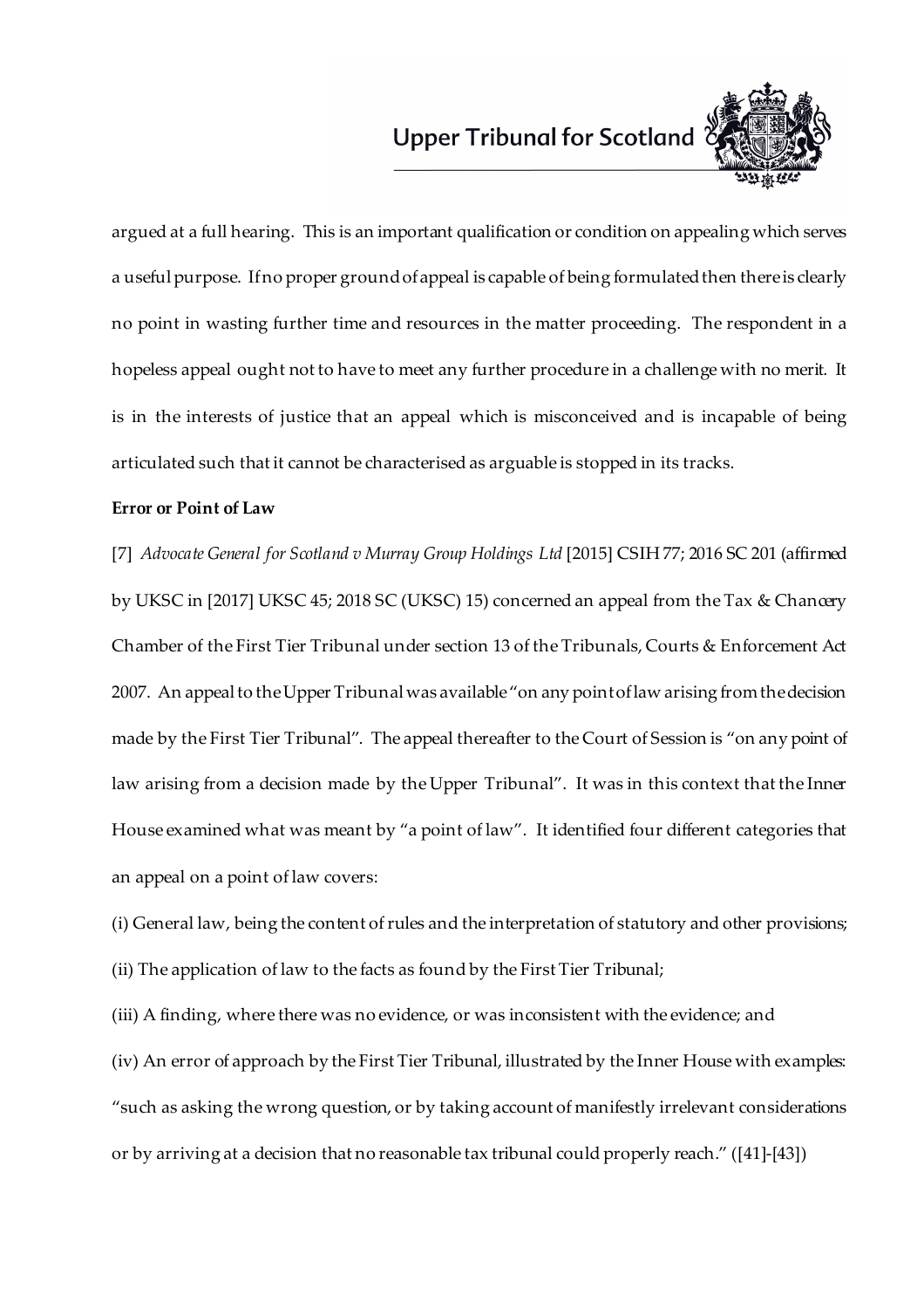argued at a full hearing. This is an important qualification or condition on appealing which serves a useful purpose. If no proper ground of appeal is capable of being formulated then there is clearly no point in wasting further time and resources in the matter proceeding. The respondent in a hopeless appeal ought not to have to meet any further procedure in a challenge with no merit. It is in the interests of justice that an appeal which is misconceived and is incapable of being articulated such that it cannot be characterised as arguable is stopped in its tracks.

**Error or Point of Law**

[7] *Advocate General for Scotland v Murray Group Holdings Ltd* [2015] CSIH 77; 2016 SC 201 (affirmed by UKSC in [2017] UKSC 45; 2018 SC (UKSC) 15) concerned an appeal from the Tax & Chancery Chamber of the First Tier Tribunal under section 13 of the Tribunals, Courts & Enforcement Act 2007. An appeal to the Upper Tribunal was available "on any point of law arising from the decision made by the First Tier Tribunal". The appeal thereafter to the Court of Session is "on any point of law arising from a decision made by the Upper Tribunal". It was in this context that the Inner House examined what was meant by "a point of law". It identified four different categories that an appeal on a point of law covers:

(i) General law, being the content of rules and the interpretation of statutory and other provisions;

(ii) The application of law to the facts as found by the First Tier Tribunal;

(iii) A finding, where there was no evidence, or was inconsistent with the evidence; and

(iv) An error of approach by the First Tier Tribunal, illustrated by the Inner House with examples: "such as asking the wrong question, or by taking account of manifestly irrelevant considerations or by arriving at a decision that no reasonable tax tribunal could properly reach." ([41]-[43])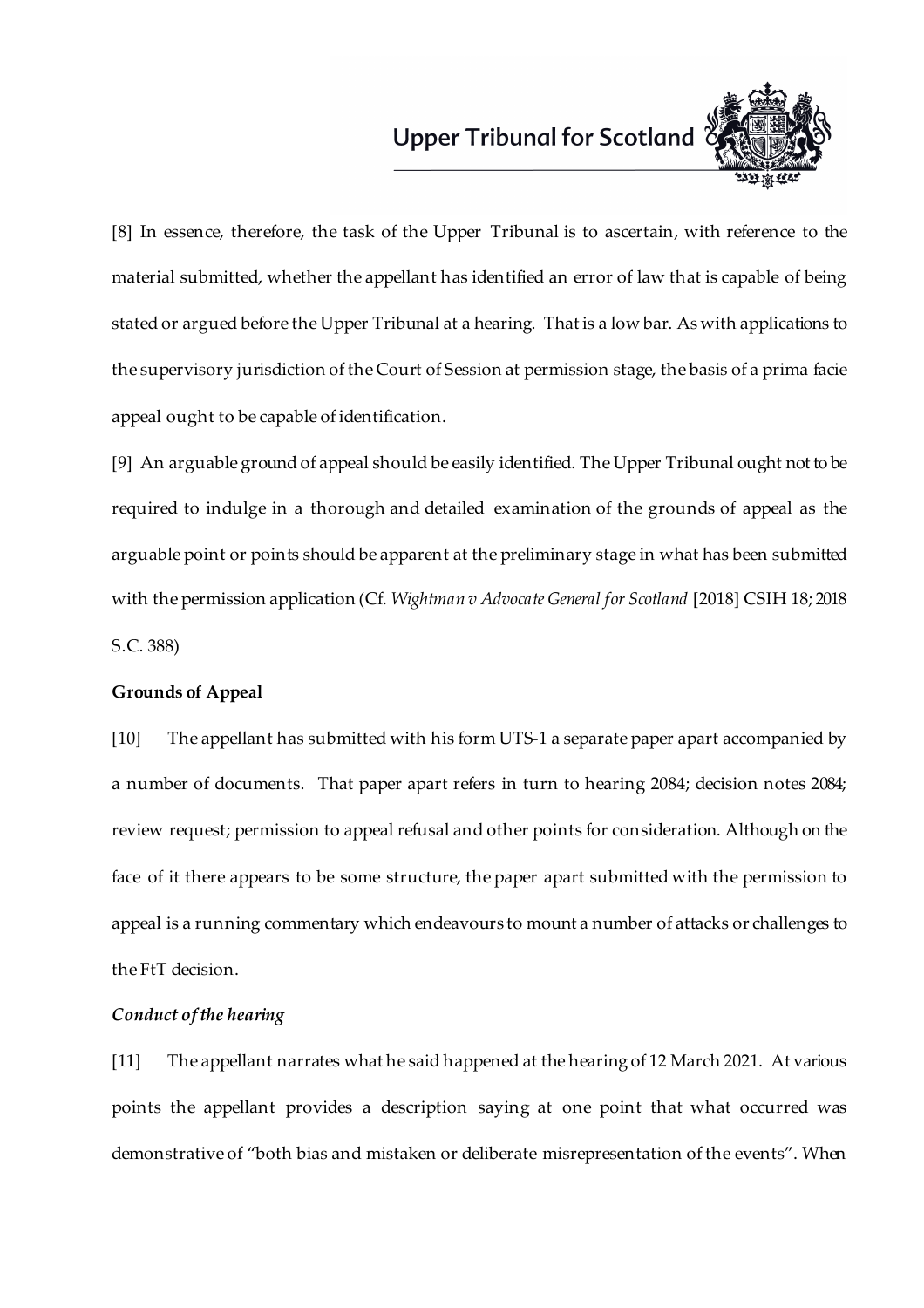[8] In essence, therefore, the task of the Upper Tribunal is to ascertain, with reference to the material submitted, whether the appellant has identified an error of law that is capable of being stated or argued before the Upper Tribunal at a hearing. That is a low bar. As with applications to the supervisory jurisdiction of the Court of Session at permission stage, the basis of a prima facie appeal ought to be capable of identification.

[9] An arguable ground of appeal should be easily identified. The Upper Tribunal ought not to be required to indulge in a thorough and detailed examination of the grounds of appeal as the arguable point or points should be apparent at the preliminary stage in what has been submitted with the permission application (Cf. *Wightman v Advocate General for Scotland* [2018] CSIH 18; 2018 S.C. 388)

**Grounds of Appeal**

[10] The appellant has submitted with his form UTS-1 a separate paper apart accompanied by a number of documents. That paper apart refers in turn to hearing 2084; decision notes 2084; review request; permission to appeal refusal and other points for consideration. Although on the face of it there appears to be some structure, the paper apart submitted with the permission to appeal is a running commentary which endeavours to mount a number of attacks or challenges to the FtT decision.

***Conduct of the hearing***

[11] The appellant narrates what he said happened at the hearing of 12 March 2021. At various points the appellant provides a description saying at one point that what occurred was demonstrative of "both bias and mistaken or deliberate misrepresentation of the events". When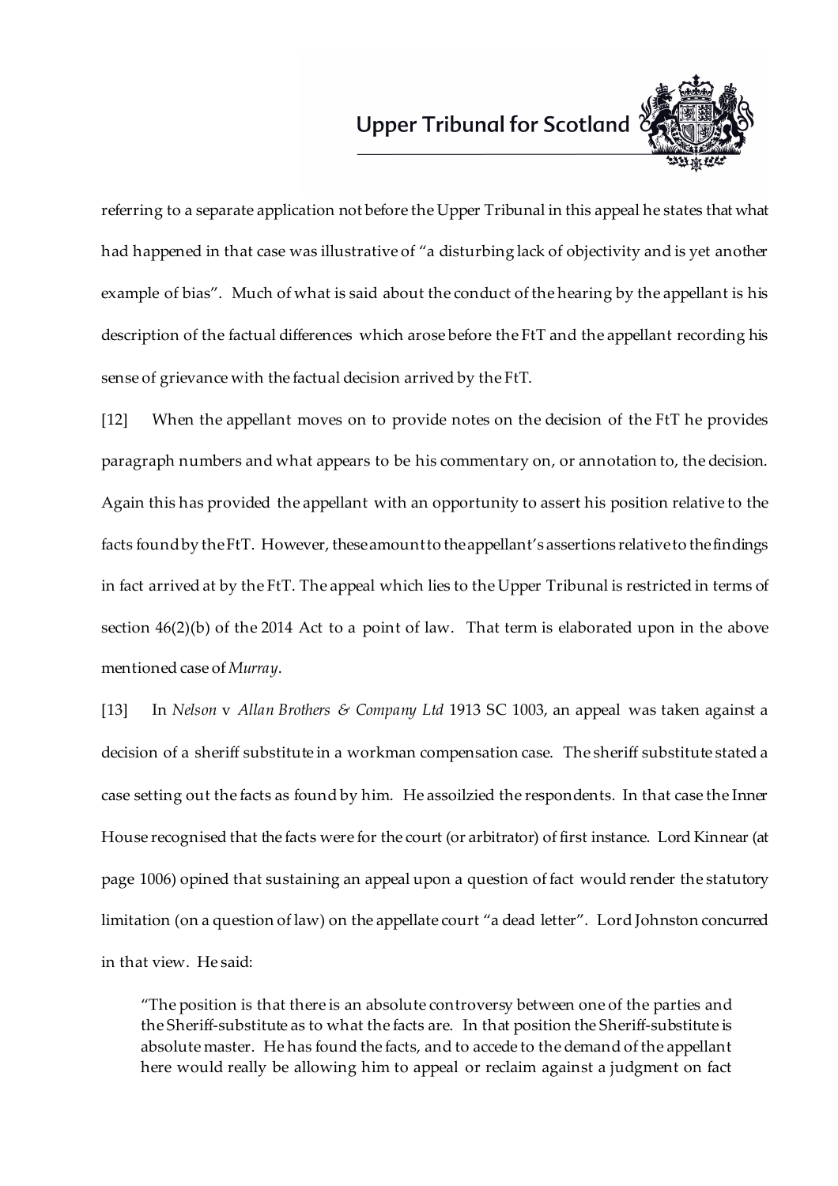referring to a separate application not before the Upper Tribunal in this appeal he states that what had happened in that case was illustrative of "a disturbing lack of objectivity and is yet another example of bias". Much of what is said about the conduct of the hearing by the appellant is his description of the factual differences which arose before the FtT and the appellant recording his sense of grievance with the factual decision arrived by the FtT.

[12] When the appellant moves on to provide notes on the decision of the FtT he provides paragraph numbers and what appears to be his commentary on, or annotation to, the decision. Again this has provided the appellant with an opportunity to assert his position relative to the facts found by the FtT. However, these amount to the appellant's assertions relative to the findings in fact arrived at by the FtT. The appeal which lies to the Upper Tribunal is restricted in terms of section 46(2)(b) of the 2014 Act to a point of law. That term is elaborated upon in the above mentioned case of *Murray*.

[13] In *Nelson* v *Allan Brothers & Company Ltd* 1913 SC 1003, an appeal was taken against a decision of a sheriff substitute in a workman compensation case. The sheriff substitute stated a case setting out the facts as found by him. He assoilzied the respondents. In that case the Inner House recognised that the facts were for the court (or arbitrator) of first instance. Lord Kinnear (at page 1006) opined that sustaining an appeal upon a question of fact would render the statutory limitation (on a question of law) on the appellate court "a dead letter". Lord Johnston concurred in that view. He said:

> "The position is that there is an absolute controversy between one of the parties and the Sheriff-substitute as to what the facts are. In that position the Sheriff-substitute is absolute master. He has found the facts, and to accede to the demand of the appellant here would really be allowing him to appeal or reclaim against a judgment on fact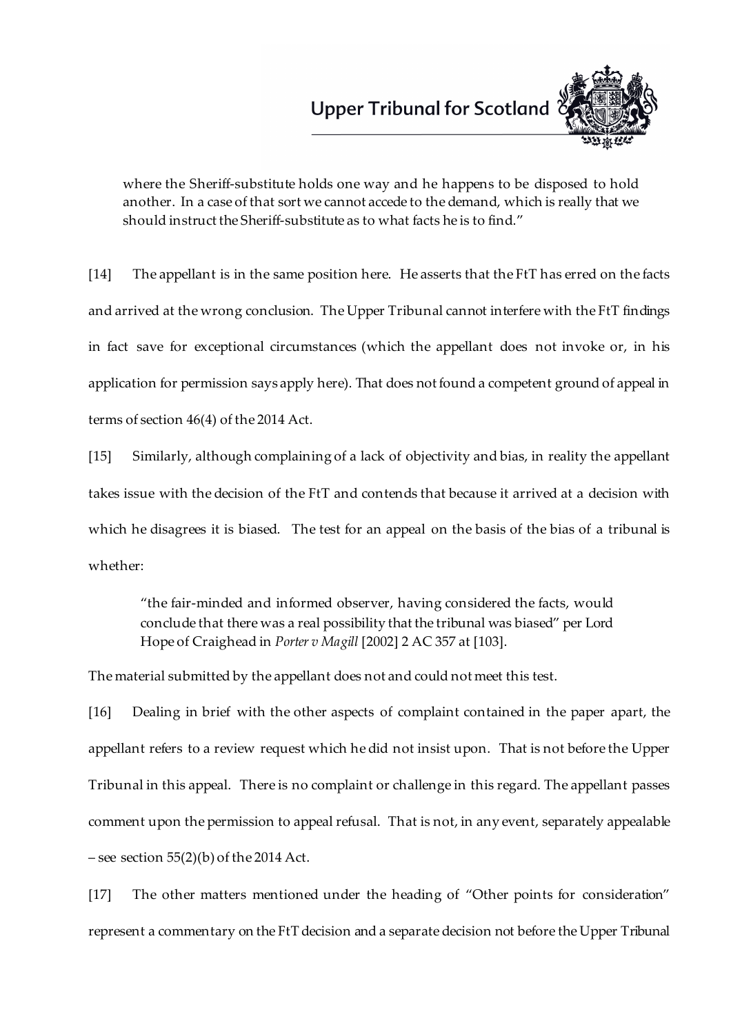> where the Sheriff-substitute holds one way and he happens to be disposed to hold another. In a case of that sort we cannot accede to the demand, which is really that we should instruct the Sheriff-substitute as to what facts he is to find."

[14] The appellant is in the same position here. He asserts that the FtT has erred on the facts and arrived at the wrong conclusion. The Upper Tribunal cannot interfere with the FtT findings in fact save for exceptional circumstances (which the appellant does not invoke or, in his application for permission says apply here). That does not found a competent ground of appeal in terms of section 46(4) of the 2014 Act.

[15] Similarly, although complaining of a lack of objectivity and bias, in reality the appellant takes issue with the decision of the FtT and contends that because it arrived at a decision with which he disagrees it is biased. The test for an appeal on the basis of the bias of a tribunal is whether:

> "the fair-minded and informed observer, having considered the facts, would conclude that there was a real possibility that the tribunal was biased" per Lord Hope of Craighead in *Porter v Magill* [2002] 2 AC 357 at [103].

The material submitted by the appellant does not and could not meet this test.

[16] Dealing in brief with the other aspects of complaint contained in the paper apart, the appellant refers to a review request which he did not insist upon. That is not before the Upper Tribunal in this appeal. There is no complaint or challenge in this regard. The appellant passes comment upon the permission to appeal refusal. That is not, in any event, separately appealable – see section 55(2)(b) of the 2014 Act.

[17] The other matters mentioned under the heading of "Other points for consideration" represent a commentary on the FtT decision and a separate decision not before the Upper Tribunal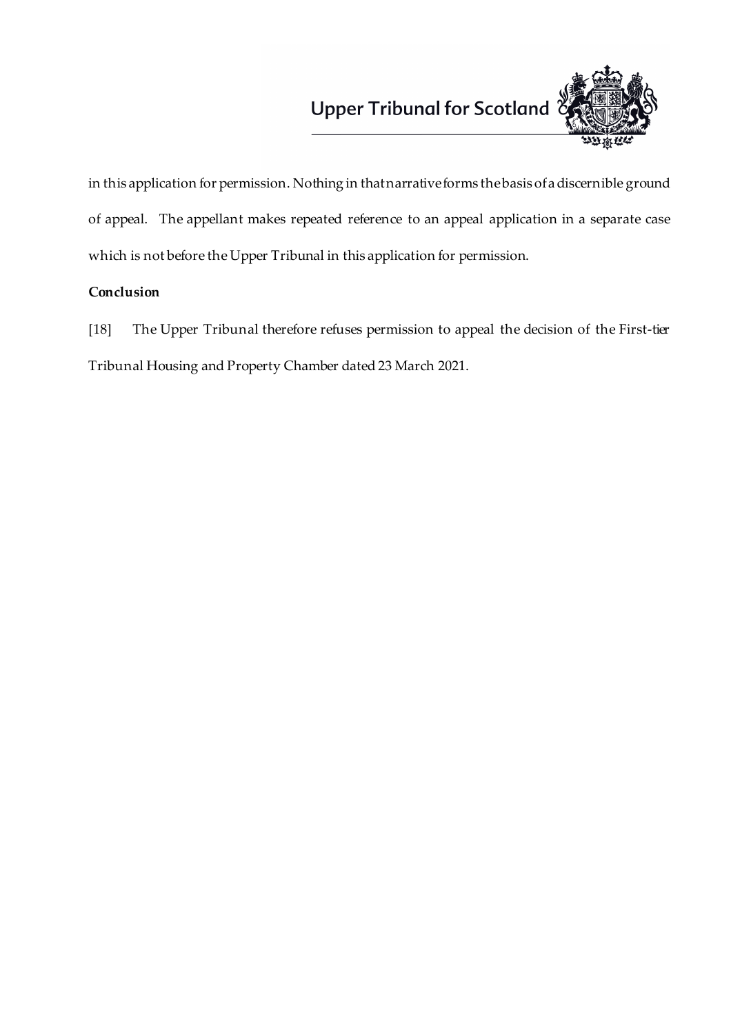in this application for permission. Nothing in that narrative forms the basis of a discernible ground of appeal. The appellant makes repeated reference to an appeal application in a separate case which is not before the Upper Tribunal in this application for permission.

**Conclusion**

[18] The Upper Tribunal therefore refuses permission to appeal the decision of the First-tier Tribunal Housing and Property Chamber dated 23 March 2021.